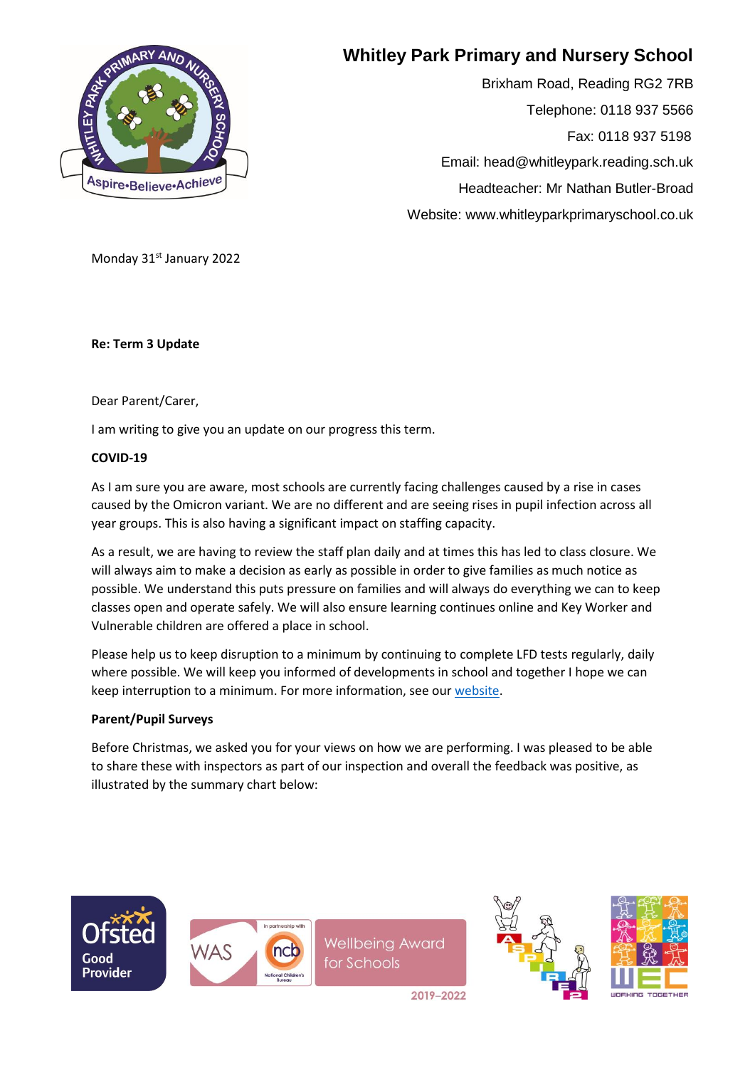# Whitley Park Primary and Nursery School

Brixham Road, Reading RG2 7RB
Telephone: 0118 937 5566
Fax: 0118 937 5198
Email: head@whitleypark.reading.sch.uk
Headteacher: Mr Nathan Butler-Broad
Website: www.whitleyparkprimaryschool.co.uk

Monday 31st January 2022

**Re: Term 3 Update**

Dear Parent/Carer,

I am writing to give you an update on our progress this term.

**COVID-19**

As I am sure you are aware, most schools are currently facing challenges caused by a rise in cases caused by the Omicron variant. We are no different and are seeing rises in pupil infection across all year groups. This is also having a significant impact on staffing capacity.

As a result, we are having to review the staff plan daily and at times this has led to class closure. We will always aim to make a decision as early as possible in order to give families as much notice as possible. We understand this puts pressure on families and will always do everything we can to keep classes open and operate safely. We will also ensure learning continues online and Key Worker and Vulnerable children are offered a place in school.

Please help us to keep disruption to a minimum by continuing to complete LFD tests regularly, daily where possible. We will keep you informed of developments in school and together I hope we can keep interruption to a minimum. For more information, see our website.

**Parent/Pupil Surveys**

Before Christmas, we asked you for your views on how we are performing. I was pleased to be able to share these with inspectors as part of our inspection and overall the feedback was positive, as illustrated by the summary chart below: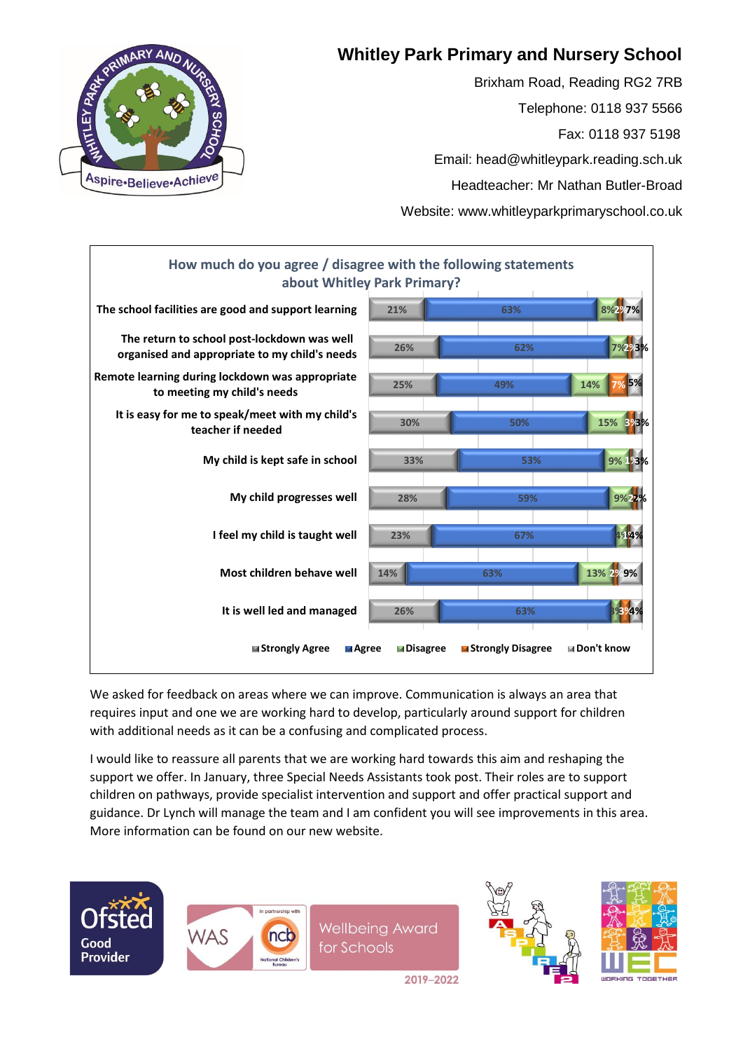# Whitley Park Primary and Nursery School

Brixham Road, Reading RG2 7RB

Telephone: 0118 937 5566

Fax: 0118 937 5198

Email: head@whitleypark.reading.sch.uk

Headteacher: Mr Nathan Butler-Broad

Website: www.whitleyparkprimaryschool.co.uk

**How much do you agree / disagree with the following statements about Whitley Park Primary?**

| Statement | Strongly Agree | Agree | Disagree | Strongly Disagree | Don't know |
|---|---|---|---|---|---|
| The school facilities are good and support learning | 21% | 63% | 8% | 2% | 7% |
| The return to school post-lockdown was well organised and appropriate to my child's needs | 26% | 62% | 7% | 2% | 3% |
| Remote learning during lockdown was appropriate to meeting my child's needs | 25% | 49% | 14% | 7% | 5% |
| It is easy for me to speak/meet with my child's teacher if needed | 30% | 50% | 15% | 3% | 3% |
| My child is kept safe in school | 33% | 53% | 9% | 1% | 3% |
| My child progresses well | 28% | 59% | 9% | 2% | 2% |
| I feel my child is taught well | 23% | 67% | 4% | 1% | 4% |
| Most children behave well | 14% | 63% | 13% | 2% | 9% |
| It is well led and managed | 26% | 63% | 3% | 3% | 4% |

We asked for feedback on areas where we can improve. Communication is always an area that requires input and one we are working hard to develop, particularly around support for children with additional needs as it can be a confusing and complicated process.

I would like to reassure all parents that we are working hard towards this aim and reshaping the support we offer. In January, three Special Needs Assistants took post. Their roles are to support children on pathways, provide specialist intervention and support and offer practical support and guidance. Dr Lynch will manage the team and I am confident you will see improvements in this area. More information can be found on our new website.

Ofsted Good Provider

WAS ncb Wellbeing Award for Schools 2019–2022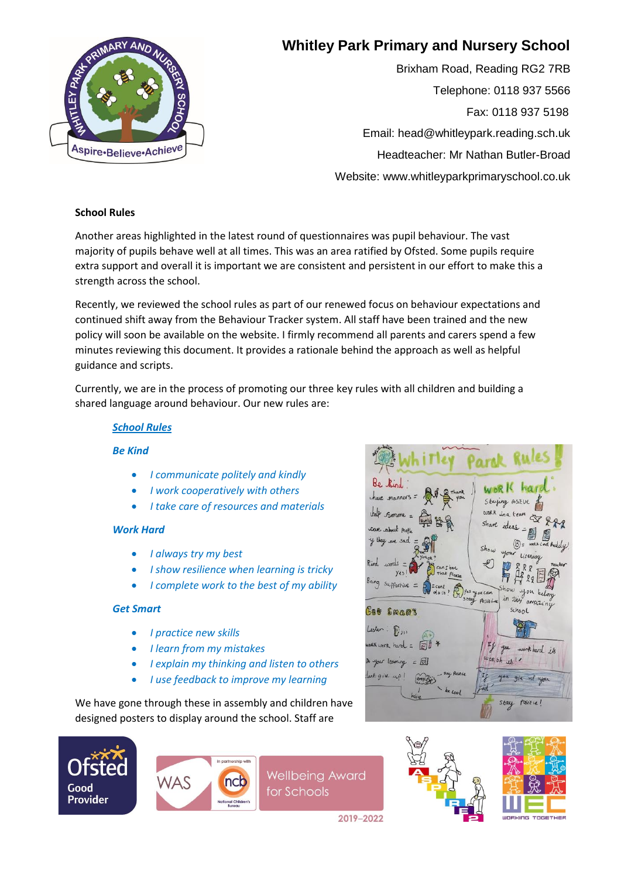# Whitley Park Primary and Nursery School

Brixham Road, Reading RG2 7RB

Telephone: 0118 937 5566

Fax: 0118 937 5198

Email: head@whitleypark.reading.sch.uk

Headteacher: Mr Nathan Butler-Broad

Website: www.whitleyparkprimaryschool.co.uk

**School Rules**

Another areas highlighted in the latest round of questionnaires was pupil behaviour. The vast majority of pupils behave well at all times. This was an area ratified by Ofsted. Some pupils require extra support and overall it is important we are consistent and persistent in our effort to make this a strength across the school.

Recently, we reviewed the school rules as part of our renewed focus on behaviour expectations and continued shift away from the Behaviour Tracker system. All staff have been trained and the new policy will soon be available on the website. I firmly recommend all parents and carers spend a few minutes reviewing this document. It provides a rationale behind the approach as well as helpful guidance and scripts.

Currently, we are in the process of promoting our three key rules with all children and building a shared language around behaviour. Our new rules are:

***School Rules***

***Be Kind***

- *I communicate politely and kindly*
- *I work cooperatively with others*
- *I take care of resources and materials*

***Work Hard***

- *I always try my best*
- *I show resilience when learning is tricky*
- *I complete work to the best of my ability*

***Get Smart***

- *I practice new skills*
- *I learn from my mistakes*
- *I explain my thinking and listen to others*
- *I use feedback to improve my learning*

We have gone through these in assembly and children have designed posters to display around the school. Staff are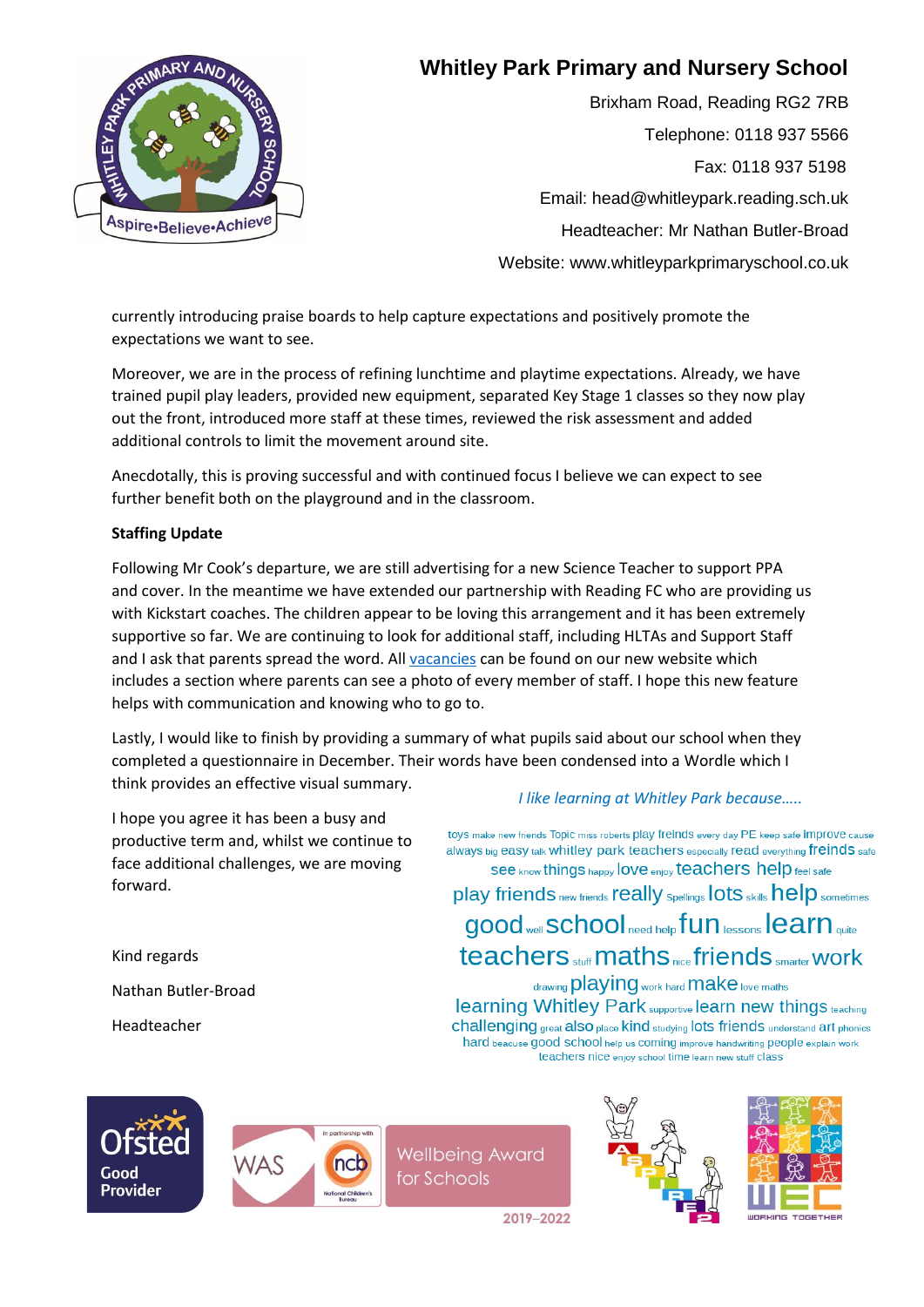# Whitley Park Primary and Nursery School

Brixham Road, Reading RG2 7RB

Telephone: 0118 937 5566

Fax: 0118 937 5198

Email: head@whitleypark.reading.sch.uk

Headteacher: Mr Nathan Butler-Broad

Website: www.whitleyparkprimaryschool.co.uk

currently introducing praise boards to help capture expectations and positively promote the expectations we want to see.

Moreover, we are in the process of refining lunchtime and playtime expectations. Already, we have trained pupil play leaders, provided new equipment, separated Key Stage 1 classes so they now play out the front, introduced more staff at these times, reviewed the risk assessment and added additional controls to limit the movement around site.

Anecdotally, this is proving successful and with continued focus I believe we can expect to see further benefit both on the playground and in the classroom.

**Staffing Update**

Following Mr Cook's departure, we are still advertising for a new Science Teacher to support PPA and cover. In the meantime we have extended our partnership with Reading FC who are providing us with Kickstart coaches. The children appear to be loving this arrangement and it has been extremely supportive so far. We are continuing to look for additional staff, including HLTAs and Support Staff and I ask that parents spread the word. All vacancies can be found on our new website which includes a section where parents can see a photo of every member of staff. I hope this new feature helps with communication and knowing who to go to.

Lastly, I would like to finish by providing a summary of what pupils said about our school when they completed a questionnaire in December. Their words have been condensed into a Wordle which I think provides an effective visual summary.

*I like learning at Whitley Park because…..*

I hope you agree it has been a busy and productive term and, whilst we continue to face additional challenges, we are moving forward.

Kind regards

Nathan Butler-Broad

Headteacher